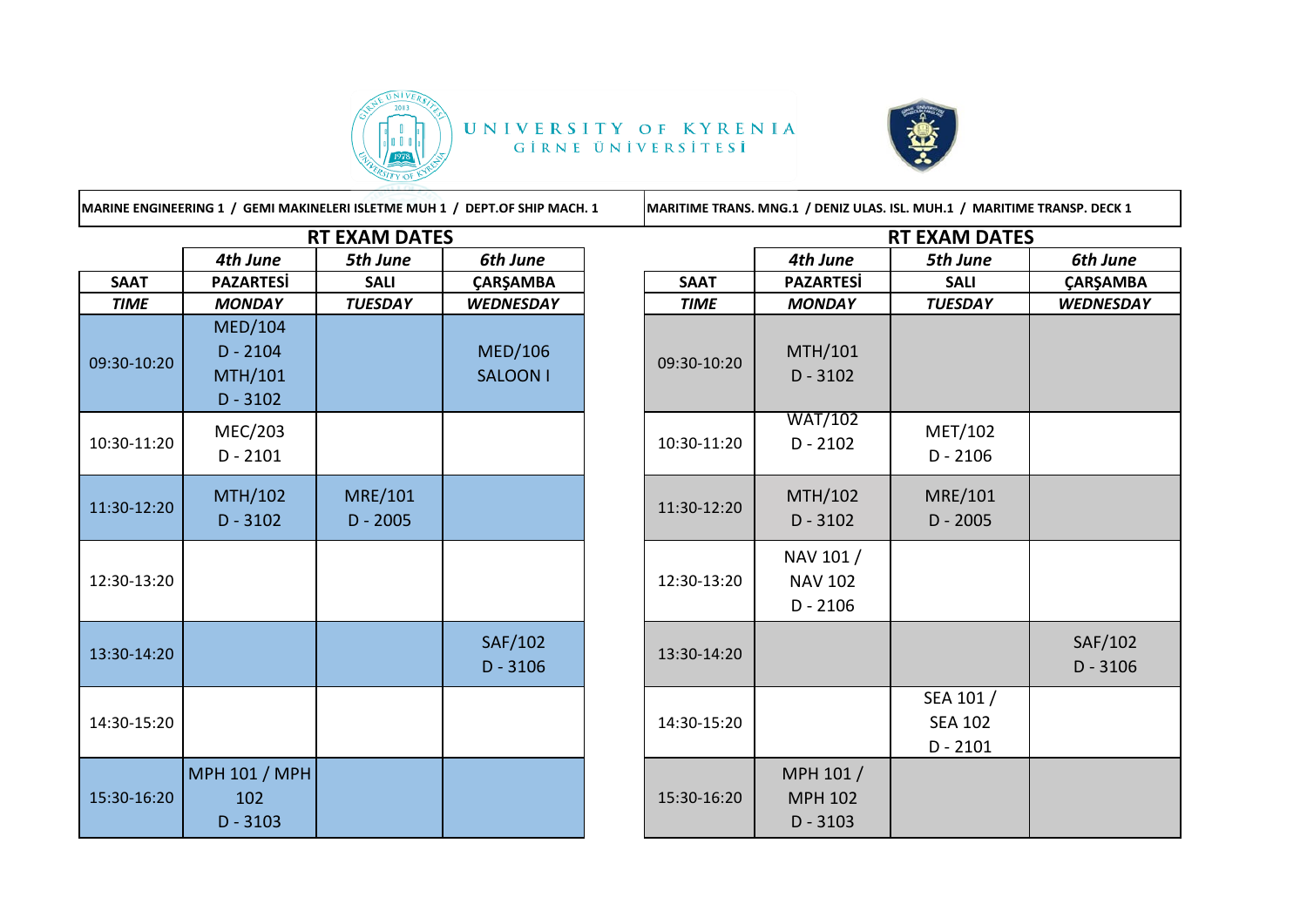UNIVERSITY OF KYRENIA
GİRNE ÜNİVERSİTESİ

**MARINE ENGINEERING 1 / GEMI MAKINELERI ISLETME MUH 1 / DEPT.OF SHIP MACH. 1**

## RT EXAM DATES

| | 4th June | 5th June | 6th June |
|---|---|---|---|
| **SAAT** | **PAZARTESİ** | **SALI** | **ÇARŞAMBA** |
| ***TIME*** | ***MONDAY*** | ***TUESDAY*** | ***WEDNESDAY*** |
| 09:30-10:20 | MED/104 D - 2104 MTH/101 D - 3102 | | MED/106 SALOON I |
| 10:30-11:20 | MEC/203 D - 2101 | | |
| 11:30-12:20 | MTH/102 D - 3102 | MRE/101 D - 2005 | |
| 12:30-13:20 | | | |
| 13:30-14:20 | | | SAF/102 D - 3106 |
| 14:30-15:20 | | | |
| 15:30-16:20 | MPH 101 / MPH 102 D - 3103 | | |

**MARITIME TRANS. MNG.1 / DENIZ ULAS. ISL. MUH.1 / MARITIME TRANSP. DECK 1**

## RT EXAM DATES

| | 4th June | 5th June | 6th June |
|---|---|---|---|
| **SAAT** | **PAZARTESİ** | **SALI** | **ÇARŞAMBA** |
| ***TIME*** | ***MONDAY*** | ***TUESDAY*** | ***WEDNESDAY*** |
| 09:30-10:20 | MTH/101 D - 3102 | | |
| 10:30-11:20 | WAT/102 D - 2102 | MET/102 D - 2106 | |
| 11:30-12:20 | MTH/102 D - 3102 | MRE/101 D - 2005 | |
| 12:30-13:20 | NAV 101 / NAV 102 D - 2106 | | |
| 13:30-14:20 | | | SAF/102 D - 3106 |
| 14:30-15:20 | | SEA 101 / SEA 102 D - 2101 | |
| 15:30-16:20 | MPH 101 / MPH 102 D - 3103 | | |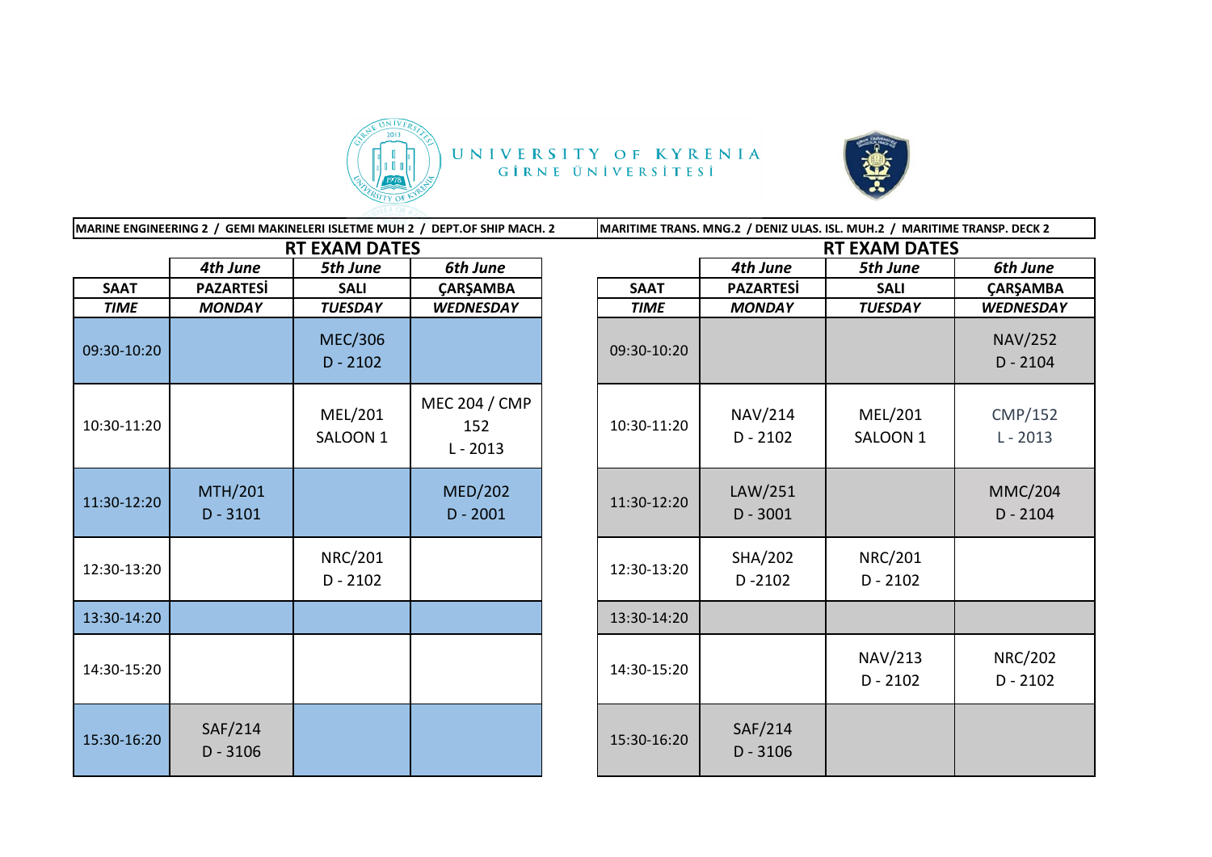UNIVERSITY OF KYRENIA
GİRNE ÜNİVERSİTESİ

## MARINE ENGINEERING 2 / GEMI MAKINELERI ISLETME MUH 2 / DEPT.OF SHIP MACH. 2

### RT EXAM DATES

| | 4th June | 5th June | 6th June |
|---|---|---|---|
| SAAT | PAZARTESİ | SALI | ÇARŞAMBA |
| TIME | MONDAY | TUESDAY | WEDNESDAY |
| 09:30-10:20 | | MEC/306 D - 2102 | |
| 10:30-11:20 | | MEL/201 SALOON 1 | MEC 204 / CMP 152 L - 2013 |
| 11:30-12:20 | MTH/201 D - 3101 | | MED/202 D - 2001 |
| 12:30-13:20 | | NRC/201 D - 2102 | |
| 13:30-14:20 | | | |
| 14:30-15:20 | | | |
| 15:30-16:20 | SAF/214 D - 3106 | | |

## MARITIME TRANS. MNG.2 / DENIZ ULAS. ISL. MUH.2 / MARITIME TRANSP. DECK 2

### RT EXAM DATES

| | 4th June | 5th June | 6th June |
|---|---|---|---|
| SAAT | PAZARTESİ | SALI | ÇARŞAMBA |
| TIME | MONDAY | TUESDAY | WEDNESDAY |
| 09:30-10:20 | | | NAV/252 D - 2104 |
| 10:30-11:20 | NAV/214 D - 2102 | MEL/201 SALOON 1 | CMP/152 L - 2013 |
| 11:30-12:20 | LAW/251 D - 3001 | | MMC/204 D - 2104 |
| 12:30-13:20 | SHA/202 D -2102 | NRC/201 D - 2102 | |
| 13:30-14:20 | | | |
| 14:30-15:20 | | NAV/213 D - 2102 | NRC/202 D - 2102 |
| 15:30-16:20 | SAF/214 D - 3106 | | |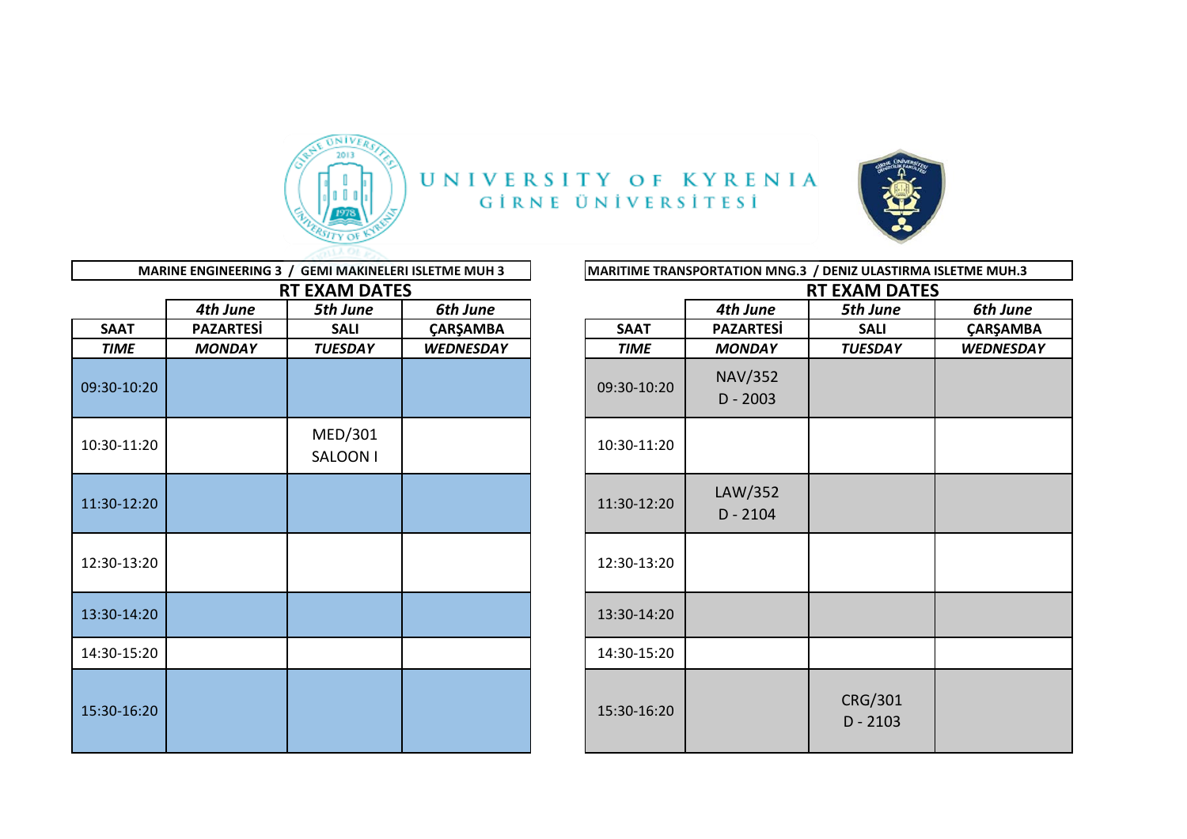# UNIVERSITY OF KYRENIA
## GİRNE ÜNİVERSİTESİ

### MARINE ENGINEERING 3 / GEMI MAKINELERI ISLETME MUH 3

**RT EXAM DATES**

| | 4th June | 5th June | 6th June |
|---|---|---|---|
| **SAAT** | **PAZARTESİ** | **SALI** | **ÇARŞAMBA** |
| ***TIME*** | ***MONDAY*** | ***TUESDAY*** | ***WEDNESDAY*** |
| 09:30-10:20 | | | |
| 10:30-11:20 | | MED/301 SALOON I | |
| 11:30-12:20 | | | |
| 12:30-13:20 | | | |
| 13:30-14:20 | | | |
| 14:30-15:20 | | | |
| 15:30-16:20 | | | |

### MARITIME TRANSPORTATION MNG.3 / DENIZ ULASTIRMA ISLETME MUH.3

**RT EXAM DATES**

| | 4th June | 5th June | 6th June |
|---|---|---|---|
| **SAAT** | **PAZARTESİ** | **SALI** | **ÇARŞAMBA** |
| ***TIME*** | ***MONDAY*** | ***TUESDAY*** | ***WEDNESDAY*** |
| 09:30-10:20 | NAV/352 D - 2003 | | |
| 10:30-11:20 | | | |
| 11:30-12:20 | LAW/352 D - 2104 | | |
| 12:30-13:20 | | | |
| 13:30-14:20 | | | |
| 14:30-15:20 | | | |
| 15:30-16:20 | | CRG/301 D - 2103 | |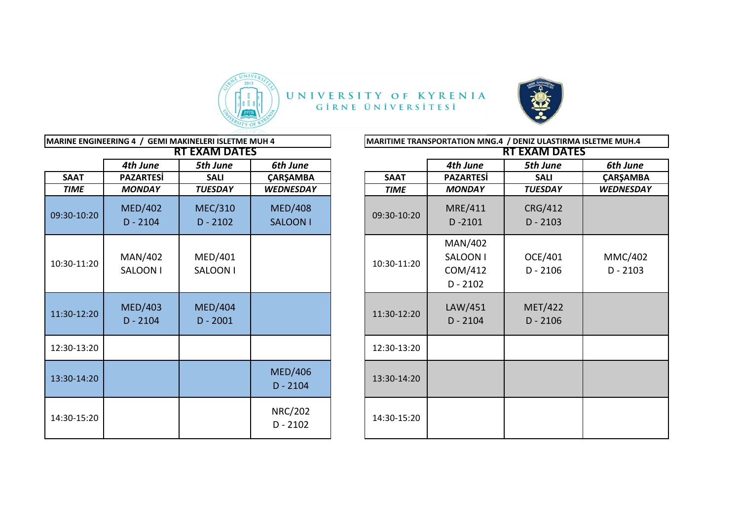UNIVERSITY OF KYRENIA
GİRNE ÜNİVERSİTESİ

## MARINE ENGINEERING 4 / GEMI MAKINELERI ISLETME MUH 4

### RT EXAM DATES

| | 4th June | 5th June | 6th June |
|---|---|---|---|
| SAAT | PAZARTESİ | SALI | ÇARŞAMBA |
| TIME | MONDAY | TUESDAY | WEDNESDAY |
| 09:30-10:20 | MED/402 D - 2104 | MEC/310 D - 2102 | MED/408 SALOON I |
| 10:30-11:20 | MAN/402 SALOON I | MED/401 SALOON I | |
| 11:30-12:20 | MED/403 D - 2104 | MED/404 D - 2001 | |
| 12:30-13:20 | | | |
| 13:30-14:20 | | | MED/406 D - 2104 |
| 14:30-15:20 | | | NRC/202 D - 2102 |

## MARITIME TRANSPORTATION MNG.4 / DENIZ ULASTIRMA ISLETME MUH.4

### RT EXAM DATES

| | 4th June | 5th June | 6th June |
|---|---|---|---|
| SAAT | PAZARTESİ | SALI | ÇARŞAMBA |
| TIME | MONDAY | TUESDAY | WEDNESDAY |
| 09:30-10:20 | MRE/411 D -2101 | CRG/412 D - 2103 | |
| 10:30-11:20 | MAN/402 SALOON I COM/412 D - 2102 | OCE/401 D - 2106 | MMC/402 D - 2103 |
| 11:30-12:20 | LAW/451 D - 2104 | MET/422 D - 2106 | |
| 12:30-13:20 | | | |
| 13:30-14:20 | | | |
| 14:30-15:20 | | | |